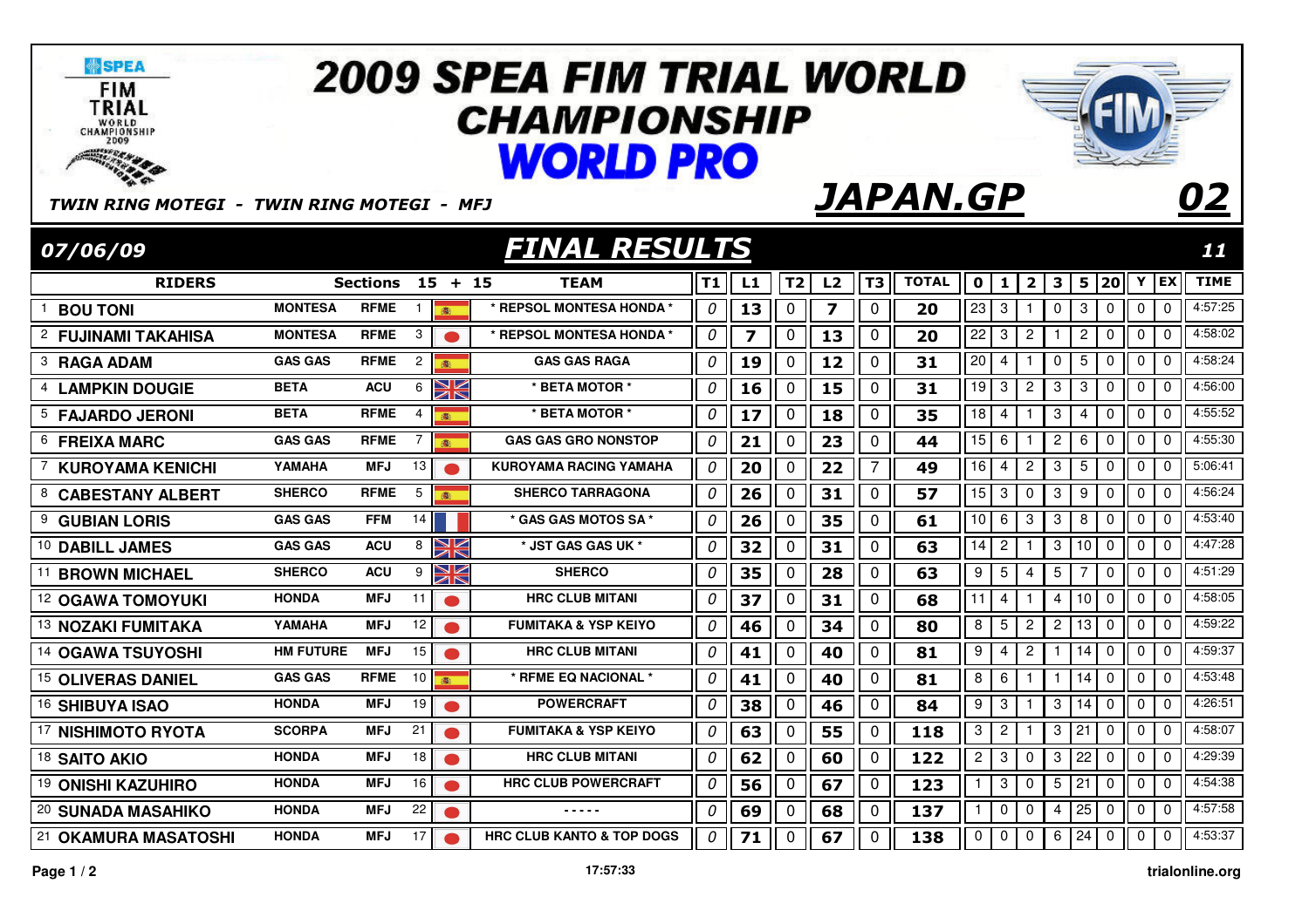# 2009 SPEA FIM TRIAL WORLD CHAMPIONSHIP

## WORLD PRO

*TWIN RING MOTEGI - TWIN RING MOTEGI - MFJ*

## *JAPAN.GP* 02

*07/06/09*

## *FINAL RESULTS* 11

| | RIDERS | Sections 15 + 15 | | | | TEAM | T1 | L1 | T2 | L2 | T3 | TOTAL | 0 | 1 | 2 | 3 | 5 | 20 | Y | EX | TIME |
|---|---|---|---|---|---|---|---|---|---|---|---|---|---|---|---|---|---|---|---|---|---|
| 1 | BOU TONI | MONTESA | RFME | 1 | | * REPSOL MONTESA HONDA * | 0 | 13 | 0 | 7 | 0 | 20 | 23 | 3 | 1 | 0 | 3 | 0 | 0 | 0 | 4:57:25 |
| 2 | FUJINAMI TAKAHISA | MONTESA | RFME | 3 | | * REPSOL MONTESA HONDA * | 0 | 7 | 0 | 13 | 0 | 20 | 22 | 3 | 2 | 1 | 2 | 0 | 0 | 0 | 4:58:02 |
| 3 | RAGA ADAM | GAS GAS | RFME | 2 | | GAS GAS RAGA | 0 | 19 | 0 | 12 | 0 | 31 | 20 | 4 | 1 | 0 | 5 | 0 | 0 | 0 | 4:58:24 |
| 4 | LAMPKIN DOUGIE | BETA | ACU | 6 | | * BETA MOTOR * | 0 | 16 | 0 | 15 | 0 | 31 | 19 | 3 | 2 | 3 | 3 | 0 | 0 | 0 | 4:56:00 |
| 5 | FAJARDO JERONI | BETA | RFME | 4 | | * BETA MOTOR * | 0 | 17 | 0 | 18 | 0 | 35 | 18 | 4 | 1 | 3 | 4 | 0 | 0 | 0 | 4:55:52 |
| 6 | FREIXA MARC | GAS GAS | RFME | 7 | | GAS GAS GRO NONSTOP | 0 | 21 | 0 | 23 | 0 | 44 | 15 | 6 | 1 | 2 | 6 | 0 | 0 | 0 | 4:55:30 |
| 7 | KUROYAMA KENICHI | YAMAHA | MFJ | 13 | | KUROYAMA RACING YAMAHA | 0 | 20 | 0 | 22 | 7 | 49 | 16 | 4 | 2 | 3 | 5 | 0 | 0 | 0 | 5:06:41 |
| 8 | CABESTANY ALBERT | SHERCO | RFME | 5 | | SHERCO TARRAGONA | 0 | 26 | 0 | 31 | 0 | 57 | 15 | 3 | 0 | 3 | 9 | 0 | 0 | 0 | 4:56:24 |
| 9 | GUBIAN LORIS | GAS GAS | FFM | 14 | | * GAS GAS MOTOS SA * | 0 | 26 | 0 | 35 | 0 | 61 | 10 | 6 | 3 | 3 | 8 | 0 | 0 | 0 | 4:53:40 |
| 10 | DABILL JAMES | GAS GAS | ACU | 8 | | * JST GAS GAS UK * | 0 | 32 | 0 | 31 | 0 | 63 | 14 | 2 | 1 | 3 | 10 | 0 | 0 | 0 | 4:47:28 |
| 11 | BROWN MICHAEL | SHERCO | ACU | 9 | | SHERCO | 0 | 35 | 0 | 28 | 0 | 63 | 9 | 5 | 4 | 5 | 7 | 0 | 0 | 0 | 4:51:29 |
| 12 | OGAWA TOMOYUKI | HONDA | MFJ | 11 | | HRC CLUB MITANI | 0 | 37 | 0 | 31 | 0 | 68 | 11 | 4 | 1 | 4 | 10 | 0 | 0 | 0 | 4:58:05 |
| 13 | NOZAKI FUMITAKA | YAMAHA | MFJ | 12 | | FUMITAKA & YSP KEIYO | 0 | 46 | 0 | 34 | 0 | 80 | 8 | 5 | 2 | 2 | 13 | 0 | 0 | 0 | 4:59:22 |
| 14 | OGAWA TSUYOSHI | HM FUTURE | MFJ | 15 | | HRC CLUB MITANI | 0 | 41 | 0 | 40 | 0 | 81 | 9 | 4 | 2 | 1 | 14 | 0 | 0 | 0 | 4:59:37 |
| 15 | OLIVERAS DANIEL | GAS GAS | RFME | 10 | | * RFME EQ NACIONAL * | 0 | 41 | 0 | 40 | 0 | 81 | 8 | 6 | 1 | 1 | 14 | 0 | 0 | 0 | 4:53:48 |
| 16 | SHIBUYA ISAO | HONDA | MFJ | 19 | | POWERCRAFT | 0 | 38 | 0 | 46 | 0 | 84 | 9 | 3 | 1 | 3 | 14 | 0 | 0 | 0 | 4:26:51 |
| 17 | NISHIMOTO RYOTA | SCORPA | MFJ | 21 | | FUMITAKA & YSP KEIYO | 0 | 63 | 0 | 55 | 0 | 118 | 3 | 2 | 1 | 3 | 21 | 0 | 0 | 0 | 4:58:07 |
| 18 | SAITO AKIO | HONDA | MFJ | 18 | | HRC CLUB MITANI | 0 | 62 | 0 | 60 | 0 | 122 | 2 | 3 | 0 | 3 | 22 | 0 | 0 | 0 | 4:29:39 |
| 19 | ONISHI KAZUHIRO | HONDA | MFJ | 16 | | HRC CLUB POWERCRAFT | 0 | 56 | 0 | 67 | 0 | 123 | 1 | 3 | 0 | 5 | 21 | 0 | 0 | 0 | 4:54:38 |
| 20 | SUNADA MASAHIKO | HONDA | MFJ | 22 | | ----- | 0 | 69 | 0 | 68 | 0 | 137 | 1 | 0 | 0 | 4 | 25 | 0 | 0 | 0 | 4:57:58 |
| 21 | OKAMURA MASATOSHI | HONDA | MFJ | 17 | | HRC CLUB KANTO & TOP DOGS | 0 | 71 | 0 | 67 | 0 | 138 | 0 | 0 | 0 | 6 | 24 | 0 | 0 | 0 | 4:53:37 |

17:57:33

trialonline.org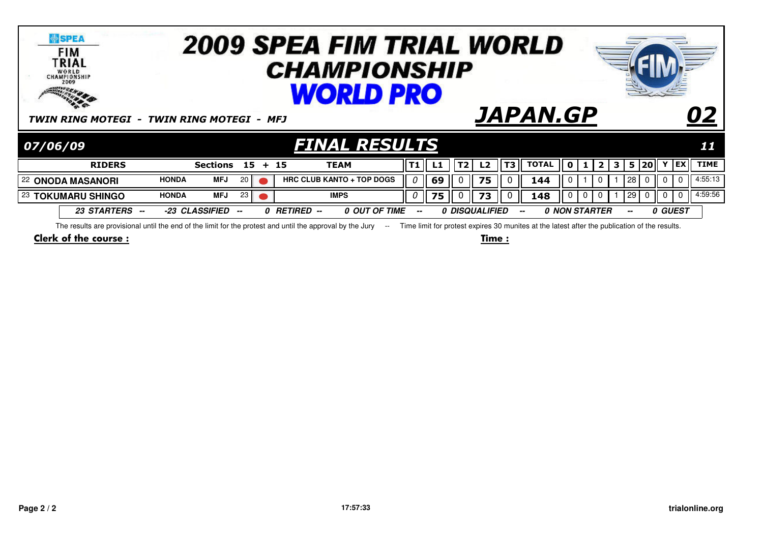# 2009 SPEA FIM TRIAL WORLD CHAMPIONSHIP

# WORLD PRO

*TWIN RING MOTEGI - TWIN RING MOTEGI - MFJ*

## JAPAN.GP 02

*07/06/09*

## FINAL RESULTS

11

| RIDERS | | Sections 15 + 15 | | TEAM | T1 | L1 | T2 | L2 | T3 | TOTAL | 0 | 1 | 2 | 3 | 5 | 20 | Y | EX | TIME |
|---|---|---|---|---|---|---|---|---|---|---|---|---|---|---|---|---|---|---|---|
| 22 ONODA MASANORI | HONDA | MFJ | 20 | HRC CLUB KANTO + TOP DOGS | 0 | 69 | 0 | 75 | 0 | 144 | 0 | 1 | 0 | 1 | 28 | 0 | 0 | 0 | 4:55:13 |
| 23 TOKUMARU SHINGO | HONDA | MFJ | 23 | IMPS | 0 | 75 | 0 | 73 | 0 | 148 | 0 | 0 | 0 | 1 | 29 | 0 | 0 | 0 | 4:59:56 |

*23 STARTERS -- -23 CLASSIFIED -- 0 RETIRED -- 0 OUT OF TIME -- 0 DISQUALIFIED -- 0 NON STARTER -- 0 GUEST*

The results are provisional until the end of the limit for the protest and until the approval by the Jury -- Time limit for protest expires 30 munites at the latest after the publication of the results.

**Clerk of the course :**

**Time :**

17:57:33

trialonline.org